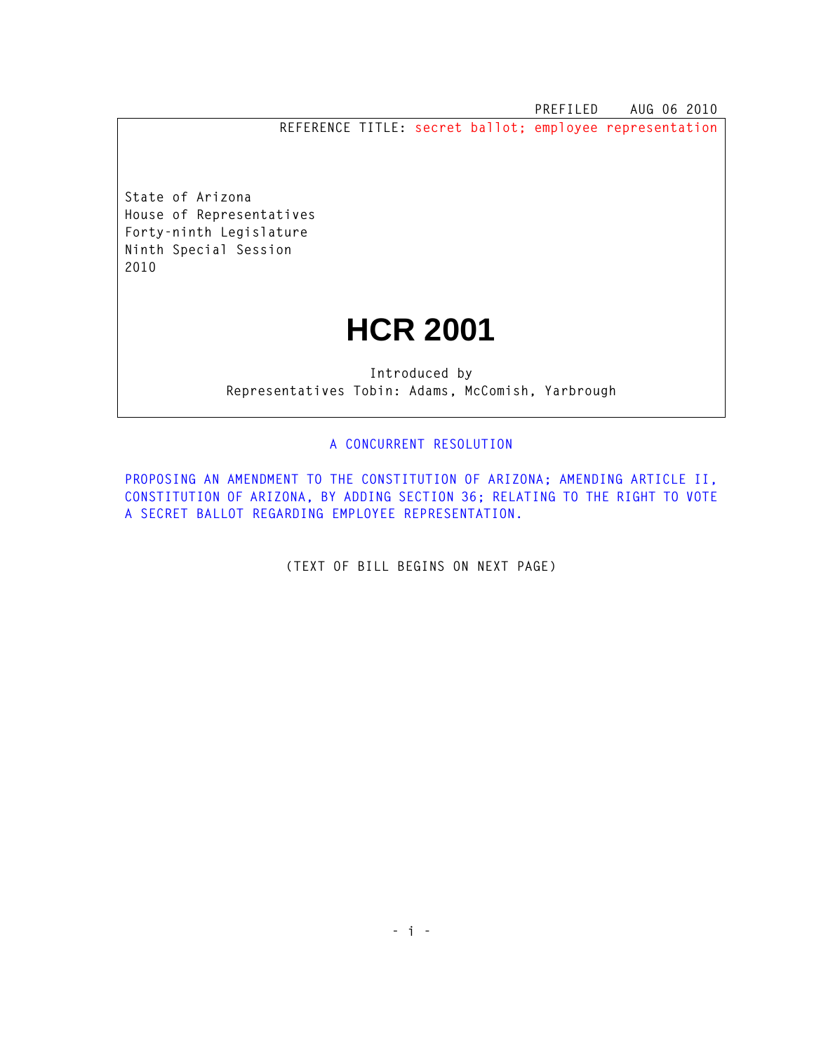PREFILED AUG 06 2010

REFERENCE TITLE: secret ballot; employee representation

State of Arizona
House of Representatives
Forty-ninth Legislature
Ninth Special Session
2010

# HCR 2001

Introduced by
Representatives Tobin: Adams, McComish, Yarbrough

A CONCURRENT RESOLUTION

PROPOSING AN AMENDMENT TO THE CONSTITUTION OF ARIZONA; AMENDING ARTICLE II, CONSTITUTION OF ARIZONA, BY ADDING SECTION 36; RELATING TO THE RIGHT TO VOTE A SECRET BALLOT REGARDING EMPLOYEE REPRESENTATION.

(TEXT OF BILL BEGINS ON NEXT PAGE)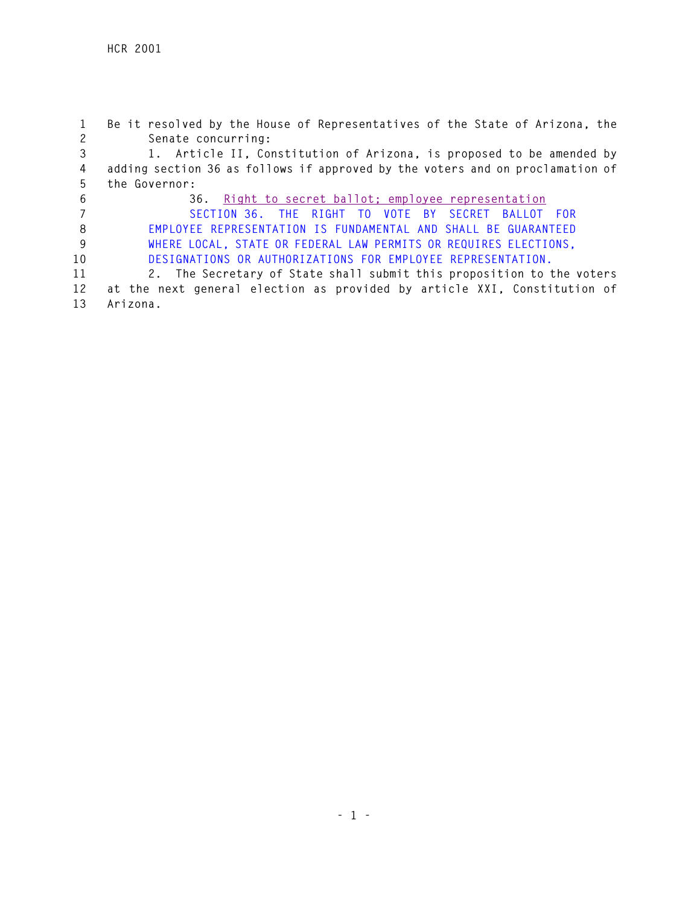Be it resolved by the House of Representatives of the State of Arizona, the Senate concurring:

1. Article II, Constitution of Arizona, is proposed to be amended by adding section 36 as follows if approved by the voters and on proclamation of the Governor:

36. Right to secret ballot; employee representation

SECTION 36. THE RIGHT TO VOTE BY SECRET BALLOT FOR EMPLOYEE REPRESENTATION IS FUNDAMENTAL AND SHALL BE GUARANTEED WHERE LOCAL, STATE OR FEDERAL LAW PERMITS OR REQUIRES ELECTIONS, DESIGNATIONS OR AUTHORIZATIONS FOR EMPLOYEE REPRESENTATION.

2. The Secretary of State shall submit this proposition to the voters at the next general election as provided by article XXI, Constitution of Arizona.